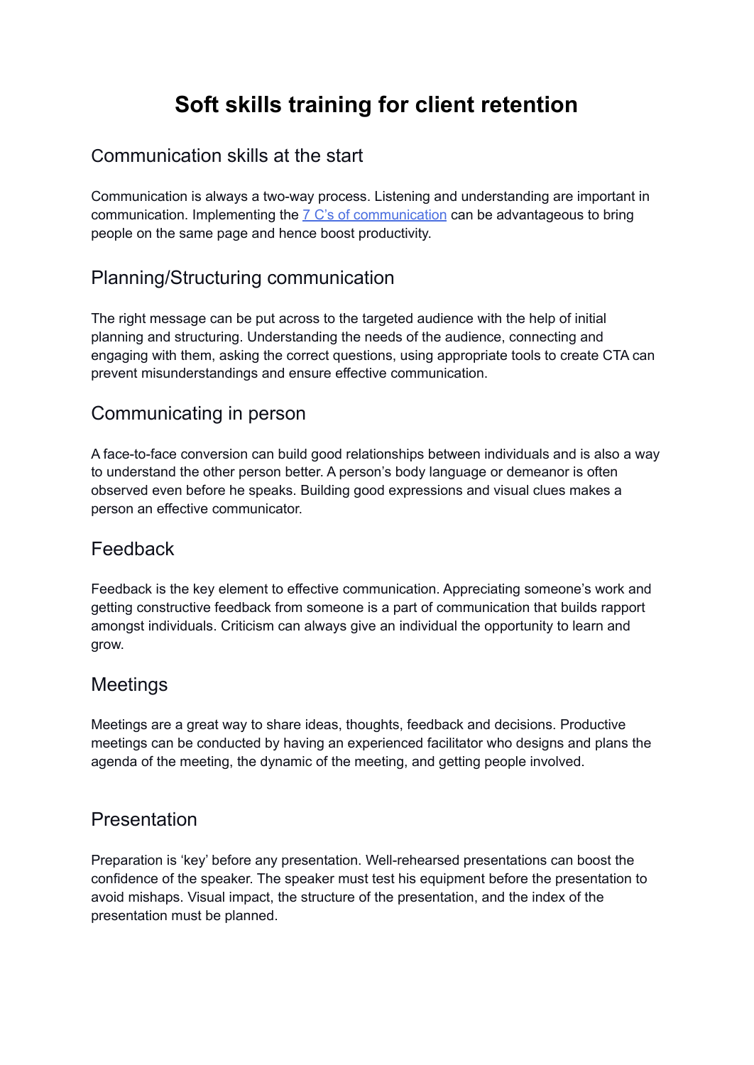# Soft skills training for client retention

## Communication skills at the start

Communication is always a two-way process. Listening and understanding are important in communication. Implementing the 7 C's of communication can be advantageous to bring people on the same page and hence boost productivity.

## Planning/Structuring communication

The right message can be put across to the targeted audience with the help of initial planning and structuring. Understanding the needs of the audience, connecting and engaging with them, asking the correct questions, using appropriate tools to create CTA can prevent misunderstandings and ensure effective communication.

## Communicating in person

A face-to-face conversion can build good relationships between individuals and is also a way to understand the other person better. A person's body language or demeanor is often observed even before he speaks. Building good expressions and visual clues makes a person an effective communicator.

## Feedback

Feedback is the key element to effective communication. Appreciating someone's work and getting constructive feedback from someone is a part of communication that builds rapport amongst individuals. Criticism can always give an individual the opportunity to learn and grow.

## Meetings

Meetings are a great way to share ideas, thoughts, feedback and decisions. Productive meetings can be conducted by having an experienced facilitator who designs and plans the agenda of the meeting, the dynamic of the meeting, and getting people involved.

## Presentation

Preparation is 'key' before any presentation. Well-rehearsed presentations can boost the confidence of the speaker. The speaker must test his equipment before the presentation to avoid mishaps. Visual impact, the structure of the presentation, and the index of the presentation must be planned.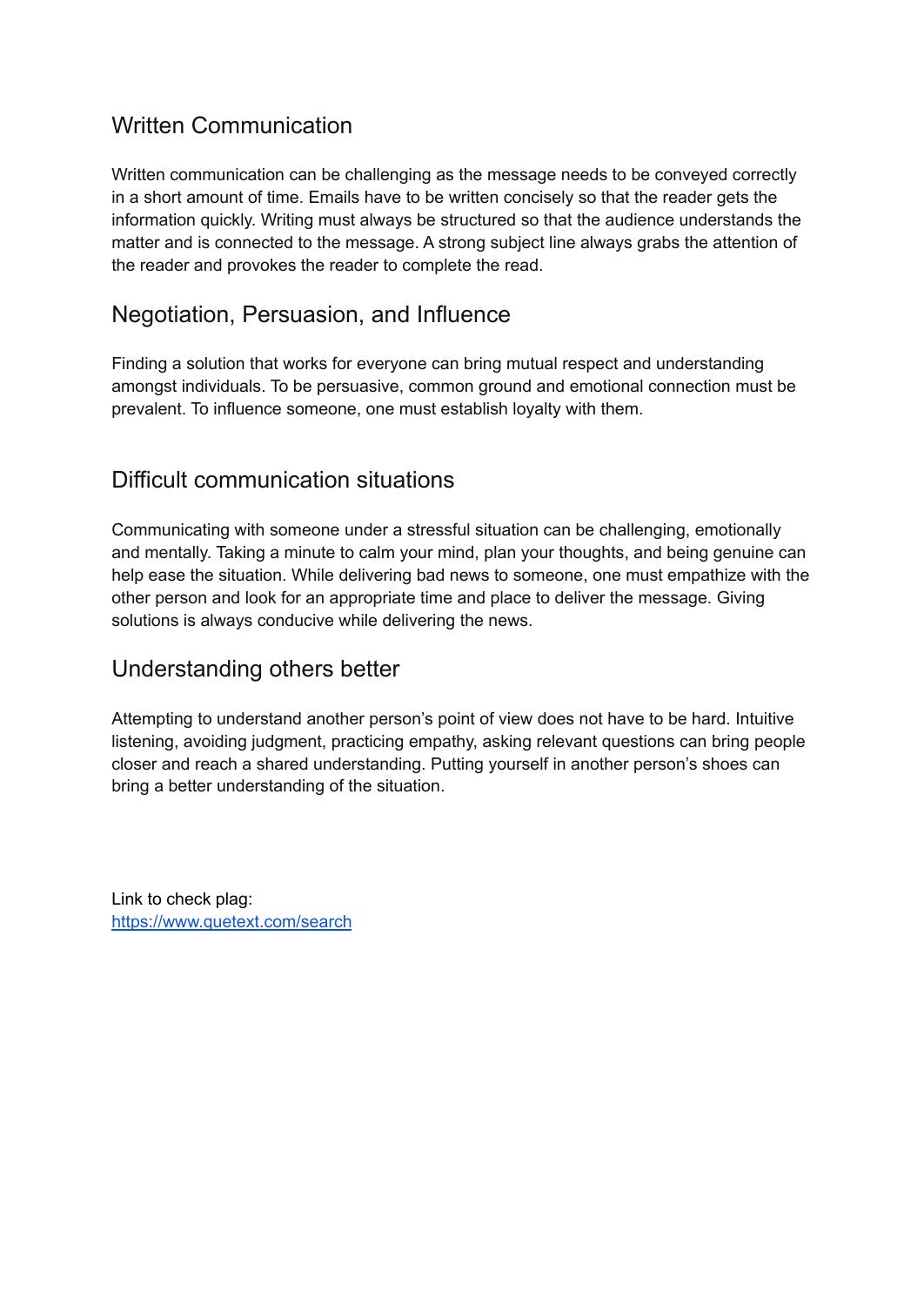## Written Communication

Written communication can be challenging as the message needs to be conveyed correctly in a short amount of time. Emails have to be written concisely so that the reader gets the information quickly. Writing must always be structured so that the audience understands the matter and is connected to the message. A strong subject line always grabs the attention of the reader and provokes the reader to complete the read.

## Negotiation, Persuasion, and Influence

Finding a solution that works for everyone can bring mutual respect and understanding amongst individuals. To be persuasive, common ground and emotional connection must be prevalent. To influence someone, one must establish loyalty with them.

## Difficult communication situations

Communicating with someone under a stressful situation can be challenging, emotionally and mentally. Taking a minute to calm your mind, plan your thoughts, and being genuine can help ease the situation. While delivering bad news to someone, one must empathize with the other person and look for an appropriate time and place to deliver the message. Giving solutions is always conducive while delivering the news.

## Understanding others better

Attempting to understand another person's point of view does not have to be hard. Intuitive listening, avoiding judgment, practicing empathy, asking relevant questions can bring people closer and reach a shared understanding. Putting yourself in another person's shoes can bring a better understanding of the situation.

Link to check plag:
[https://www.quetext.com/search](https://www.quetext.com/search)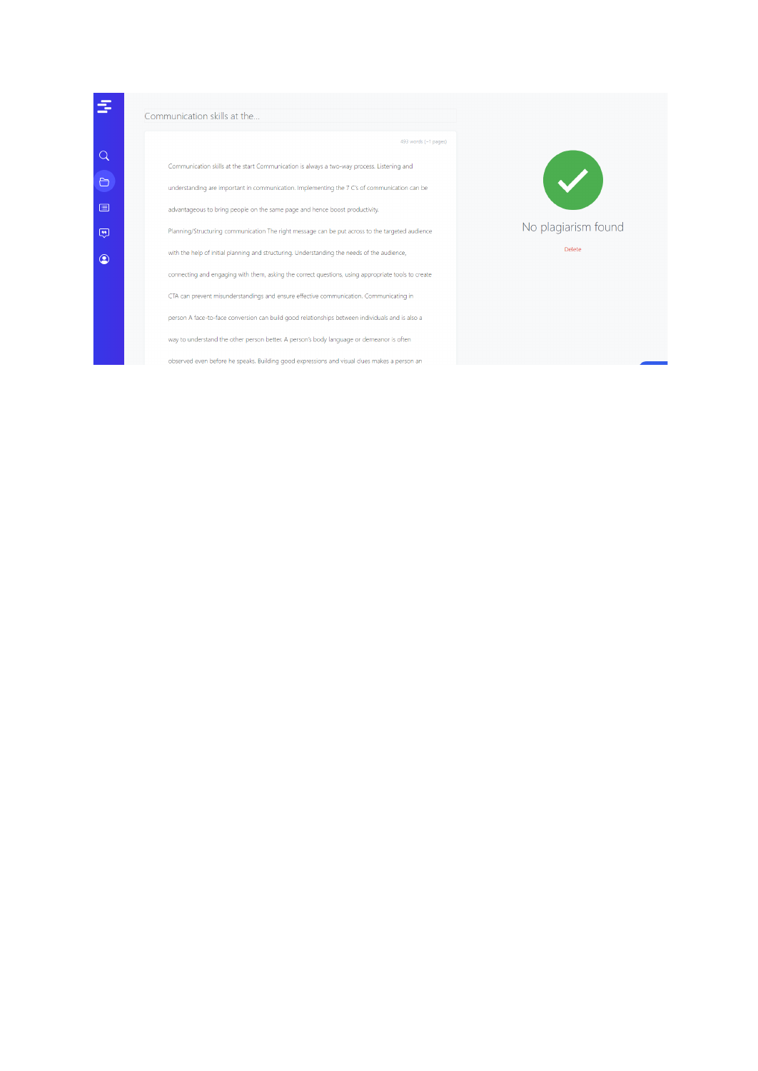Communication skills at the...

493 words (~1 pages)

Communication skills at the start Communication is always a two-way process. Listening and understanding are important in communication. Implementing the 7 C's of communication can be advantageous to bring people on the same page and hence boost productivity.

Planning/Structuring communication The right message can be put across to the targeted audience with the help of initial planning and structuring. Understanding the needs of the audience, connecting and engaging with them, asking the correct questions, using appropriate tools to create CTA can prevent misunderstandings and ensure effective communication. Communicating in person A face-to-face conversion can build good relationships between individuals and is also a way to understand the other person better. A person's body language or demeanor is often observed even before he speaks. Building good expressions and visual clues makes a person an

No plagiarism found

Delete